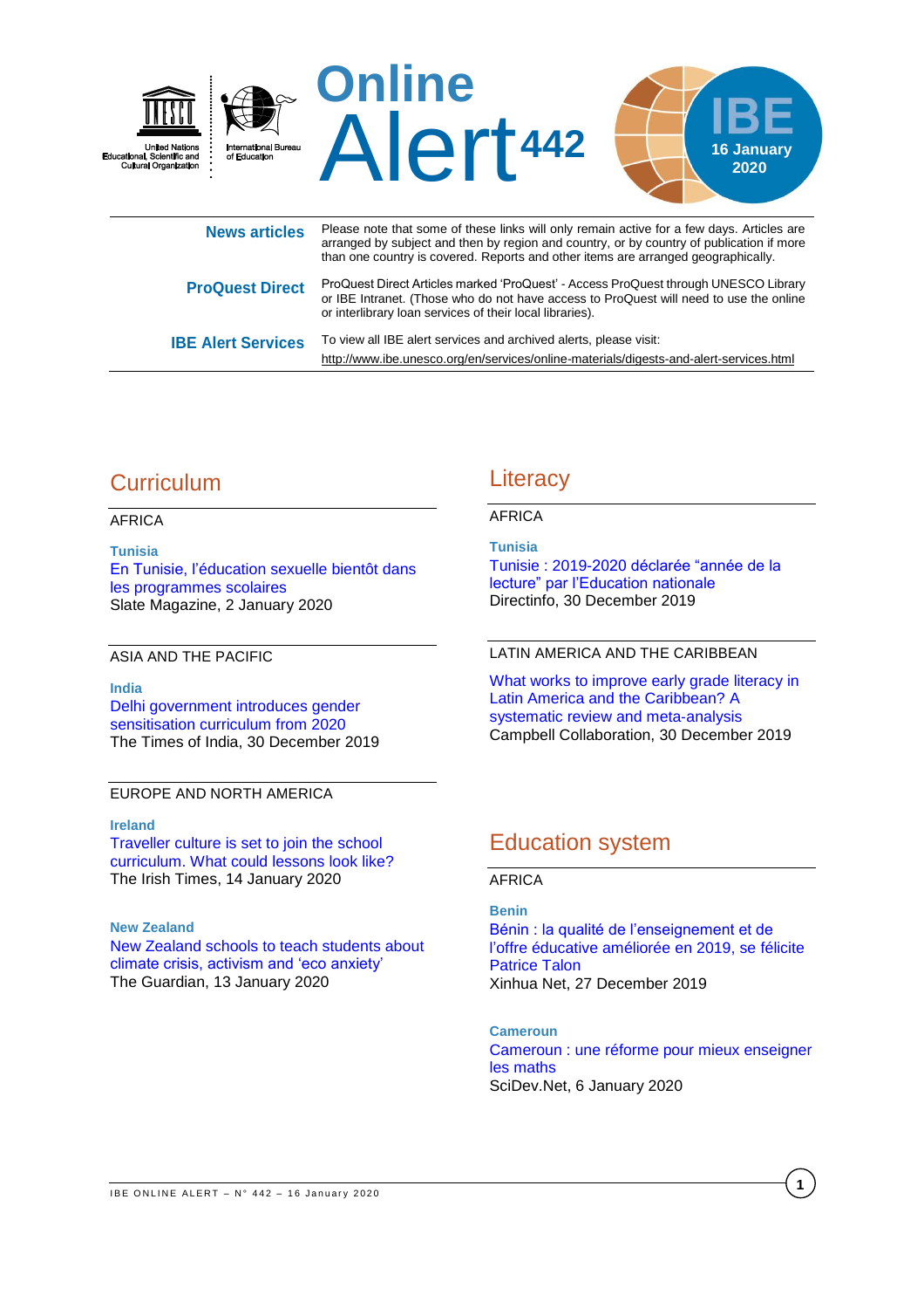# Online Alert 442

**IBE 16 January 2020**

United Nations Educational, Scientific and Cultural Organization

International Bureau of Education

| | |
|---|---|
| **News articles** | Please note that some of these links will only remain active for a few days. Articles are arranged by subject and then by region and country, or by country of publication if more than one country is covered. Reports and other items are arranged geographically. |
| **ProQuest Direct** | ProQuest Direct Articles marked 'ProQuest' - Access ProQuest through UNESCO Library or IBE Intranet. (Those who do not have access to ProQuest will need to use the online or interlibrary loan services of their local libraries). |
| **IBE Alert Services** | To view all IBE alert services and archived alerts, please visit: http://www.ibe.unesco.org/en/services/online-materials/digests-and-alert-services.html |

## Curriculum

### AFRICA

**Tunisia**
En Tunisie, l'éducation sexuelle bientôt dans les programmes scolaires
Slate Magazine, 2 January 2020

### ASIA AND THE PACIFIC

**India**
Delhi government introduces gender sensitisation curriculum from 2020
The Times of India, 30 December 2019

### EUROPE AND NORTH AMERICA

**Ireland**
Traveller culture is set to join the school curriculum. What could lessons look like?
The Irish Times, 14 January 2020

**New Zealand**
New Zealand schools to teach students about climate crisis, activism and 'eco anxiety'
The Guardian, 13 January 2020

## Literacy

### AFRICA

**Tunisia**
Tunisie : 2019-2020 déclarée "année de la lecture" par l'Education nationale
Directinfo, 30 December 2019

### LATIN AMERICA AND THE CARIBBEAN

What works to improve early grade literacy in Latin America and the Caribbean? A systematic review and meta-analysis
Campbell Collaboration, 30 December 2019

## Education system

### AFRICA

**Benin**
Bénin : la qualité de l'enseignement et de l'offre éducative améliorée en 2019, se félicite Patrice Talon
Xinhua Net, 27 December 2019

**Cameroun**
Cameroun : une réforme pour mieux enseigner les maths
SciDev.Net, 6 January 2020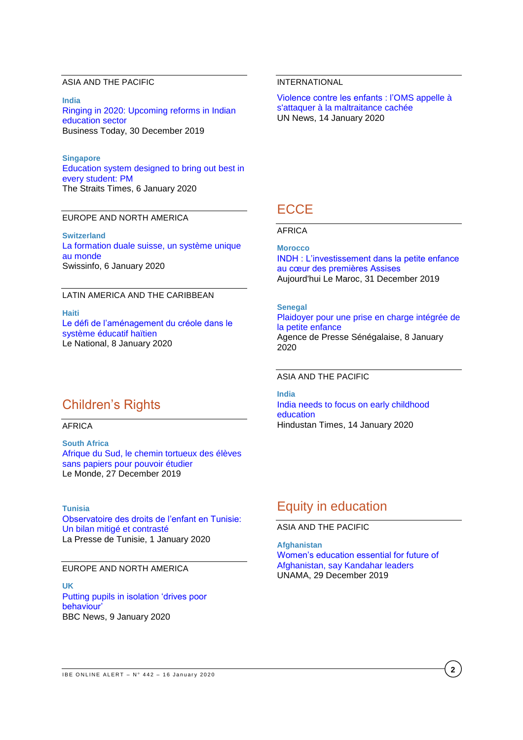ASIA AND THE PACIFIC

**India**
Ringing in 2020: Upcoming reforms in Indian education sector
Business Today, 30 December 2019

**Singapore**
Education system designed to bring out best in every student: PM
The Straits Times, 6 January 2020

EUROPE AND NORTH AMERICA

**Switzerland**
La formation duale suisse, un système unique au monde
Swissinfo, 6 January 2020

LATIN AMERICA AND THE CARIBBEAN

**Haiti**
Le défi de l'aménagement du créole dans le système éducatif haïtien
Le National, 8 January 2020

INTERNATIONAL

Violence contre les enfants : l'OMS appelle à s'attaquer à la maltraitance cachée
UN News, 14 January 2020

## Children's Rights

AFRICA

**South Africa**
Afrique du Sud, le chemin tortueux des élèves sans papiers pour pouvoir étudier
Le Monde, 27 December 2019

**Tunisia**
Observatoire des droits de l'enfant en Tunisie: Un bilan mitigé et contrasté
La Presse de Tunisie, 1 January 2020

EUROPE AND NORTH AMERICA

**UK**
Putting pupils in isolation 'drives poor behaviour'
BBC News, 9 January 2020

## ECCE

AFRICA

**Morocco**
INDH : L'investissement dans la petite enfance au cœur des premières Assises
Aujourd'hui Le Maroc, 31 December 2019

**Senegal**
Plaidoyer pour une prise en charge intégrée de la petite enfance
Agence de Presse Sénégalaise, 8 January 2020

ASIA AND THE PACIFIC

**India**
India needs to focus on early childhood education
Hindustan Times, 14 January 2020

## Equity in education

ASIA AND THE PACIFIC

**Afghanistan**
Women's education essential for future of Afghanistan, say Kandahar leaders
UNAMA, 29 December 2019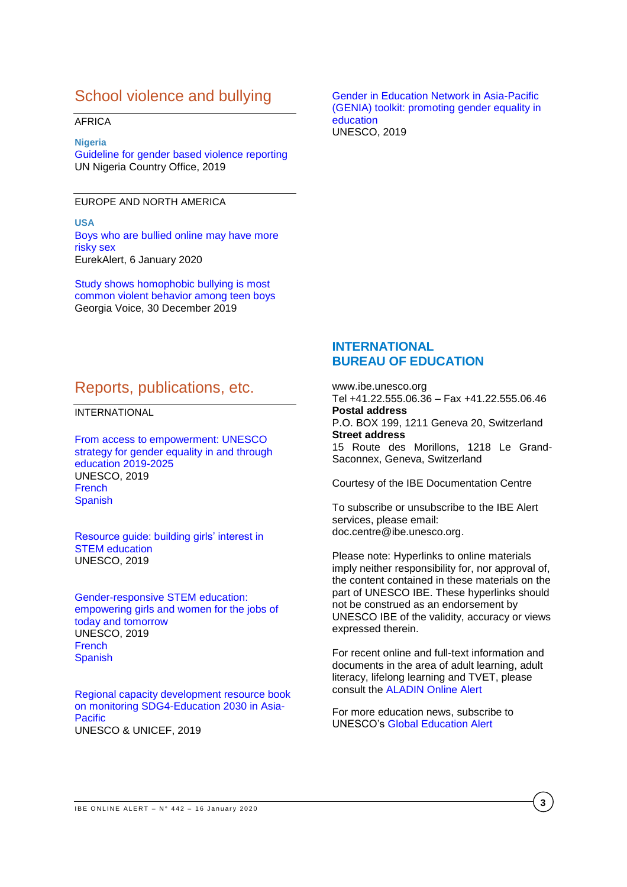## School violence and bullying

AFRICA

**Nigeria**

Guideline for gender based violence reporting
UN Nigeria Country Office, 2019

EUROPE AND NORTH AMERICA

**USA**

Boys who are bullied online may have more risky sex
EurekAlert, 6 January 2020

Study shows homophobic bullying is most common violent behavior among teen boys
Georgia Voice, 30 December 2019

## Reports, publications, etc.

INTERNATIONAL

From access to empowerment: UNESCO strategy for gender equality in and through education 2019-2025
UNESCO, 2019
French
Spanish

Resource guide: building girls' interest in STEM education
UNESCO, 2019

Gender-responsive STEM education: empowering girls and women for the jobs of today and tomorrow
UNESCO, 2019
French
Spanish

Regional capacity development resource book on monitoring SDG4-Education 2030 in Asia-Pacific
UNESCO & UNICEF, 2019

Gender in Education Network in Asia-Pacific (GENIA) toolkit: promoting gender equality in education
UNESCO, 2019

## INTERNATIONAL BUREAU OF EDUCATION

www.ibe.unesco.org
Tel +41.22.555.06.36 – Fax +41.22.555.06.46
**Postal address**
P.O. BOX 199, 1211 Geneva 20, Switzerland
**Street address**
15 Route des Morillons, 1218 Le Grand-Saconnex, Geneva, Switzerland

Courtesy of the IBE Documentation Centre

To subscribe or unsubscribe to the IBE Alert services, please email: doc.centre@ibe.unesco.org.

Please note: Hyperlinks to online materials imply neither responsibility for, nor approval of, the content contained in these materials on the part of UNESCO IBE. These hyperlinks should not be construed as an endorsement by UNESCO IBE of the validity, accuracy or views expressed therein.

For recent online and full-text information and documents in the area of adult learning, adult literacy, lifelong learning and TVET, please consult the ALADIN Online Alert

For more education news, subscribe to UNESCO's Global Education Alert